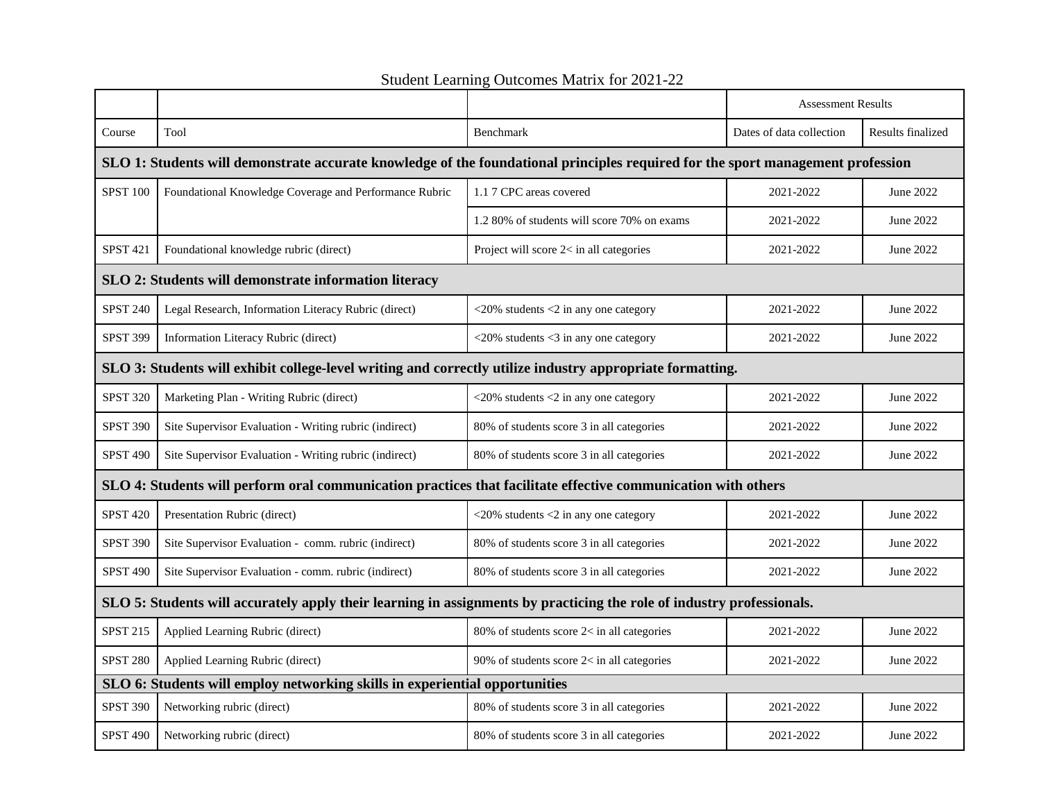# Student Learning Outcomes Matrix for 2021-22

| | | | Assessment Results | |
|---|---|---|---|---|
| Course | Tool | Benchmark | Dates of data collection | Results finalized |
| **SLO 1: Students will demonstrate accurate knowledge of the foundational principles required for the sport management profession** | | | | |
| SPST 100 | Foundational Knowledge Coverage and Performance Rubric | 1.1 7 CPC areas covered | 2021-2022 | June 2022 |
| | | 1.2 80% of students will score 70% on exams | 2021-2022 | June 2022 |
| SPST 421 | Foundational knowledge rubric (direct) | Project will score 2< in all categories | 2021-2022 | June 2022 |
| **SLO 2: Students will demonstrate information literacy** | | | | |
| SPST 240 | Legal Research, Information Literacy Rubric (direct) | <20% students <2 in any one category | 2021-2022 | June 2022 |
| SPST 399 | Information Literacy Rubric (direct) | <20% students <3 in any one category | 2021-2022 | June 2022 |
| **SLO 3: Students will exhibit college-level writing and correctly utilize industry appropriate formatting.** | | | | |
| SPST 320 | Marketing Plan - Writing Rubric (direct) | <20% students <2 in any one category | 2021-2022 | June 2022 |
| SPST 390 | Site Supervisor Evaluation - Writing rubric (indirect) | 80% of students score 3 in all categories | 2021-2022 | June 2022 |
| SPST 490 | Site Supervisor Evaluation - Writing rubric (indirect) | 80% of students score 3 in all categories | 2021-2022 | June 2022 |
| **SLO 4: Students will perform oral communication practices that facilitate effective communication with others** | | | | |
| SPST 420 | Presentation Rubric (direct) | <20% students <2 in any one category | 2021-2022 | June 2022 |
| SPST 390 | Site Supervisor Evaluation - comm. rubric (indirect) | 80% of students score 3 in all categories | 2021-2022 | June 2022 |
| SPST 490 | Site Supervisor Evaluation - comm. rubric (indirect) | 80% of students score 3 in all categories | 2021-2022 | June 2022 |
| **SLO 5: Students will accurately apply their learning in assignments by practicing the role of industry professionals.** | | | | |
| SPST 215 | Applied Learning Rubric (direct) | 80% of students score 2< in all categories | 2021-2022 | June 2022 |
| SPST 280 | Applied Learning Rubric (direct) | 90% of students score 2< in all categories | 2021-2022 | June 2022 |
| **SLO 6: Students will employ networking skills in experiential opportunities** | | | | |
| SPST 390 | Networking rubric (direct) | 80% of students score 3 in all categories | 2021-2022 | June 2022 |
| SPST 490 | Networking rubric (direct) | 80% of students score 3 in all categories | 2021-2022 | June 2022 |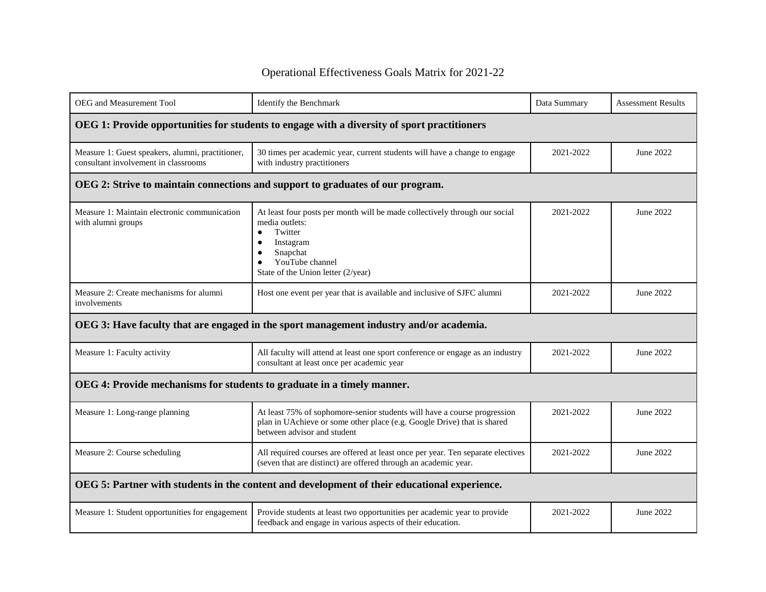# Operational Effectiveness Goals Matrix for 2021-22

| OEG and Measurement Tool | Identify the Benchmark | Data Summary | Assessment Results |
|---|---|---|---|
| **OEG 1: Provide opportunities for students to engage with a diversity of sport practitioners** | | | |
| Measure 1: Guest speakers, alumni, practitioner, consultant involvement in classrooms | 30 times per academic year, current students will have a change to engage with industry practitioners | 2021-2022 | June 2022 |
| **OEG 2: Strive to maintain connections and support to graduates of our program.** | | | |
| Measure 1: Maintain electronic communication with alumni groups | At least four posts per month will be made collectively through our social media outlets:<br>● Twitter<br>● Instagram<br>● Snapchat<br>● YouTube channel<br>State of the Union letter (2/year) | 2021-2022 | June 2022 |
| Measure 2: Create mechanisms for alumni involvements | Host one event per year that is available and inclusive of SJFC alumni | 2021-2022 | June 2022 |
| **OEG 3: Have faculty that are engaged in the sport management industry and/or academia.** | | | |
| Measure 1: Faculty activity | All faculty will attend at least one sport conference or engage as an industry consultant at least once per academic year | 2021-2022 | June 2022 |
| **OEG 4: Provide mechanisms for students to graduate in a timely manner.** | | | |
| Measure 1: Long-range planning | At least 75% of sophomore-senior students will have a course progression plan in UAchieve or some other place (e.g. Google Drive) that is shared between advisor and student | 2021-2022 | June 2022 |
| Measure 2: Course scheduling | All required courses are offered at least once per year. Ten separate electives (seven that are distinct) are offered through an academic year. | 2021-2022 | June 2022 |
| **OEG 5: Partner with students in the content and development of their educational experience.** | | | |
| Measure 1: Student opportunities for engagement | Provide students at least two opportunities per academic year to provide feedback and engage in various aspects of their education. | 2021-2022 | June 2022 |